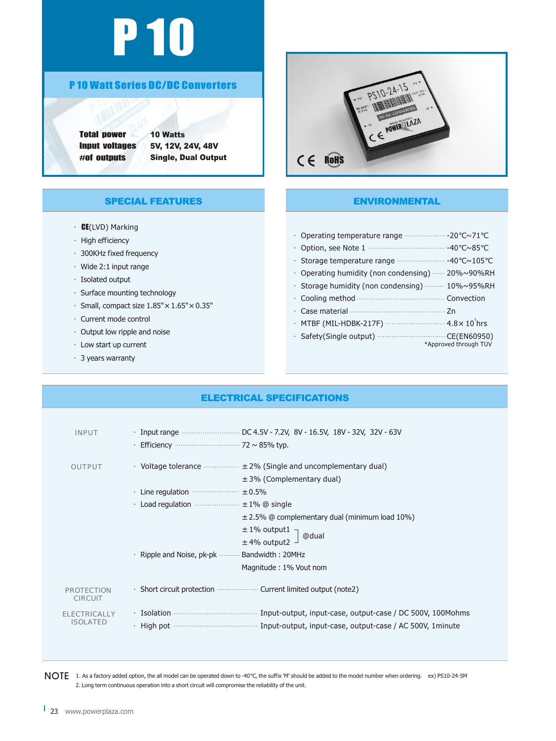# P 10

## P 10 Watt Series DC/DC Converters

| | |
|---|---|
| **Total power** | **10 Watts** |
| **Input voltages** | **5V, 12V, 24V, 48V** |
| **#of outputs** | **Single, Dual Output** |

## SPECIAL FEATURES

- CE(LVD) Marking
- High efficiency
- 300KHz fixed frequency
- Wide 2:1 input range
- Isolated output
- Surface mounting technology
- Small, compact size 1.85"×1.65"×0.35"
- Current mode control
- Output low ripple and noise
- Low start up current
- 3 years warranty

## ENVIRONMENTAL

- Operating temperature range ........ -20℃~71℃
- Option, see Note 1 ........ -40℃~85℃
- Storage temperature range ........ -40℃~105℃
- Operating humidity (non condensing) ........ 20%~90%RH
- Storage humidity (non condensing) ........ 10%~95%RH
- Cooling method ........ Convection
- Case material ........ Zn
- MTBF (MIL-HDBK-217F) ........ $4.8\times10^{5}$hrs
- Safety(Single output) ........ CE(EN60950)

*Approved through TUV

## ELECTRICAL SPECIFICATIONS

**INPUT**

- Input range ........ DC 4.5V - 7.2V, 8V - 16.5V, 18V - 32V, 32V - 63V
- Efficiency ........ 72 ~ 85% typ.

**OUTPUT**

- Voltage tolerance ........ ±2% (Single and uncomplementary dual)
  ±3% (Complementary dual)
- Line regulation ........ ±0.5%
- Load regulation ........ ±1% @ single
  ±2.5% @ complementary dual (minimum load 10%)
  ±1% output1, ±4% output2 @dual
- Ripple and Noise, pk-pk ........ Bandwidth : 20MHz
  Magnitude : 1% Vout nom

**PROTECTION CIRCUIT**

- Short circuit protection ........ Current limited output (note2)

**ELECTRICALLY ISOLATED**

- Isolation ........ Input-output, input-case, output-case / DC 500V, 100Mohms
- High pot ........ Input-output, input-case, output-case / AC 500V, 1minute

**NOTE**

1. As a factory added option, the all model can be operated down to -40℃, the suffix 'M' should be added to the model number when ordering. ex) PS10-24-5M
2. Long term continuous operation into a short circuit will compromise the reliability of the unit.

www.powerplaza.com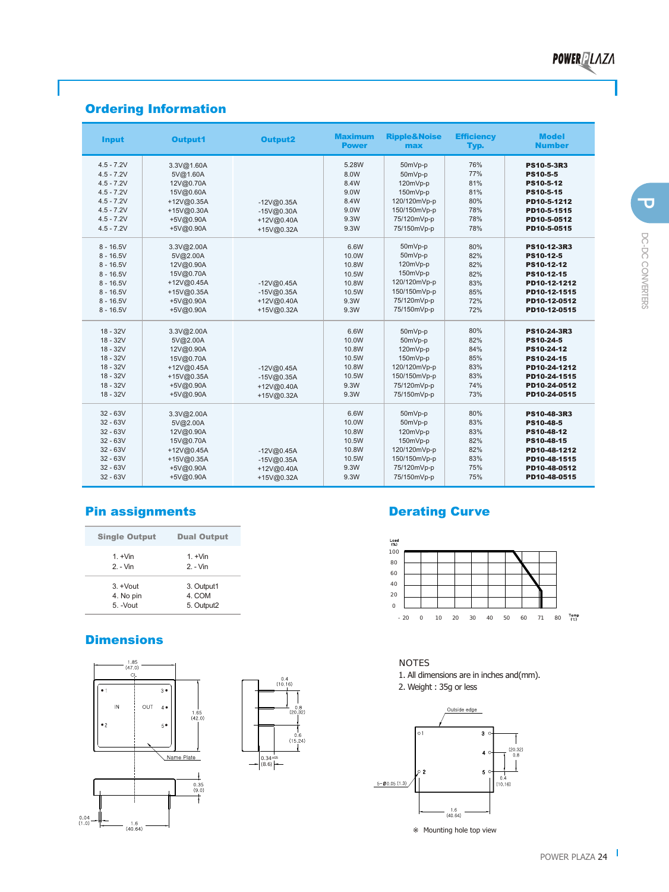## Ordering Information

| Input | Output1 | Output2 | Maximum Power | Ripple&Noise max | Efficiency Typ. | Model Number |
|---|---|---|---|---|---|---|
| 4.5 - 7.2V | 3.3V@1.60A | | 5.28W | 50mVp-p | 76% | **PS10-5-3R3** |
| 4.5 - 7.2V | 5V@1.60A | | 8.0W | 50mVp-p | 77% | **PS10-5-5** |
| 4.5 - 7.2V | 12V@0.70A | | 8.4W | 120mVp-p | 81% | **PS10-5-12** |
| 4.5 - 7.2V | 15V@0.60A | | 9.0W | 150mVp-p | 81% | **PS10-5-15** |
| 4.5 - 7.2V | +12V@0.35A | -12V@0.35A | 8.4W | 120/120mVp-p | 80% | **PD10-5-1212** |
| 4.5 - 7.2V | +15V@0.30A | -15V@0.30A | 9.0W | 150/150mVp-p | 78% | **PD10-5-1515** |
| 4.5 - 7.2V | +5V@0.90A | +12V@0.40A | 9.3W | 75/120mVp-p | 78% | **PD10-5-0512** |
| 4.5 - 7.2V | +5V@0.90A | +15V@0.32A | 9.3W | 75/150mVp-p | 78% | **PD10-5-0515** |
| 8 - 16.5V | 3.3V@2.00A | | 6.6W | 50mVp-p | 80% | **PS10-12-3R3** |
| 8 - 16.5V | 5V@2.00A | | 10.0W | 50mVp-p | 82% | **PS10-12-5** |
| 8 - 16.5V | 12V@0.90A | | 10.8W | 120mVp-p | 82% | **PS10-12-12** |
| 8 - 16.5V | 15V@0.70A | | 10.5W | 150mVp-p | 82% | **PS10-12-15** |
| 8 - 16.5V | +12V@0.45A | -12V@0.45A | 10.8W | 120/120mVp-p | 83% | **PD10-12-1212** |
| 8 - 16.5V | +15V@0.35A | -15V@0.35A | 10.5W | 150/150mVp-p | 85% | **PD10-12-1515** |
| 8 - 16.5V | +5V@0.90A | +12V@0.40A | 9.3W | 75/120mVp-p | 72% | **PD10-12-0512** |
| 8 - 16.5V | +5V@0.90A | +15V@0.32A | 9.3W | 75/150mVp-p | 72% | **PD10-12-0515** |
| 18 - 32V | 3.3V@2.00A | | 6.6W | 50mVp-p | 80% | **PS10-24-3R3** |
| 18 - 32V | 5V@2.00A | | 10.0W | 50mVp-p | 82% | **PS10-24-5** |
| 18 - 32V | 12V@0.90A | | 10.8W | 120mVp-p | 84% | **PS10-24-12** |
| 18 - 32V | 15V@0.70A | | 10.5W | 150mVp-p | 85% | **PS10-24-15** |
| 18 - 32V | +12V@0.45A | -12V@0.45A | 10.8W | 120/120mVp-p | 83% | **PD10-24-1212** |
| 18 - 32V | +15V@0.35A | -15V@0.35A | 10.5W | 150/150mVp-p | 83% | **PD10-24-1515** |
| 18 - 32V | +5V@0.90A | +12V@0.40A | 9.3W | 75/120mVp-p | 74% | **PD10-24-0512** |
| 18 - 32V | +5V@0.90A | +15V@0.32A | 9.3W | 75/150mVp-p | 73% | **PD10-24-0515** |
| 32 - 63V | 3.3V@2.00A | | 6.6W | 50mVp-p | 80% | **PS10-48-3R3** |
| 32 - 63V | 5V@2.00A | | 10.0W | 50mVp-p | 83% | **PS10-48-5** |
| 32 - 63V | 12V@0.90A | | 10.8W | 120mVp-p | 83% | **PS10-48-12** |
| 32 - 63V | 15V@0.70A | | 10.5W | 150mVp-p | 82% | **PS10-48-15** |
| 32 - 63V | +12V@0.45A | -12V@0.45A | 10.8W | 120/120mVp-p | 82% | **PD10-48-1212** |
| 32 - 63V | +15V@0.35A | -15V@0.35A | 10.5W | 150/150mVp-p | 83% | **PD10-48-1515** |
| 32 - 63V | +5V@0.90A | +12V@0.40A | 9.3W | 75/120mVp-p | 75% | **PD10-48-0512** |
| 32 - 63V | +5V@0.90A | +15V@0.32A | 9.3W | 75/150mVp-p | 75% | **PD10-48-0515** |

## Pin assignments

| Single Output | Dual Output |
|---|---|
| 1. +Vin | 1. +Vin |
| 2. - Vin | 2. - Vin |
| 3. +Vout | 3. Output1 |
| 4. No pin | 4. COM |
| 5. -Vout | 5. Output2 |

## Derating Curve

Load (%)
100
80
60
40
20
0
- 20 0 10 20 30 40 50 60 71 80
Temp (℃)

## Dimensions

1.85 (47.0)
CL
1 3 IN OUT 4 2 5
1.65 (42.0)
Name Plate
0.35 (9.0)
0.04 (1.0)
1.6 (40.64)
0.4 (10.16)
0.8 (20.32)
0.6 (15.24)
0.34±0.5 (8.6)

NOTES
1. All dimensions are in inches and(mm).
2. Weight : 35g or less

Outside edge
1 3 4 2 5
[20.32] 0.8
0.4 (10.16)
5-Ø0.05 (1.3)
1.6 (40.64)

※ Mounting hole top view